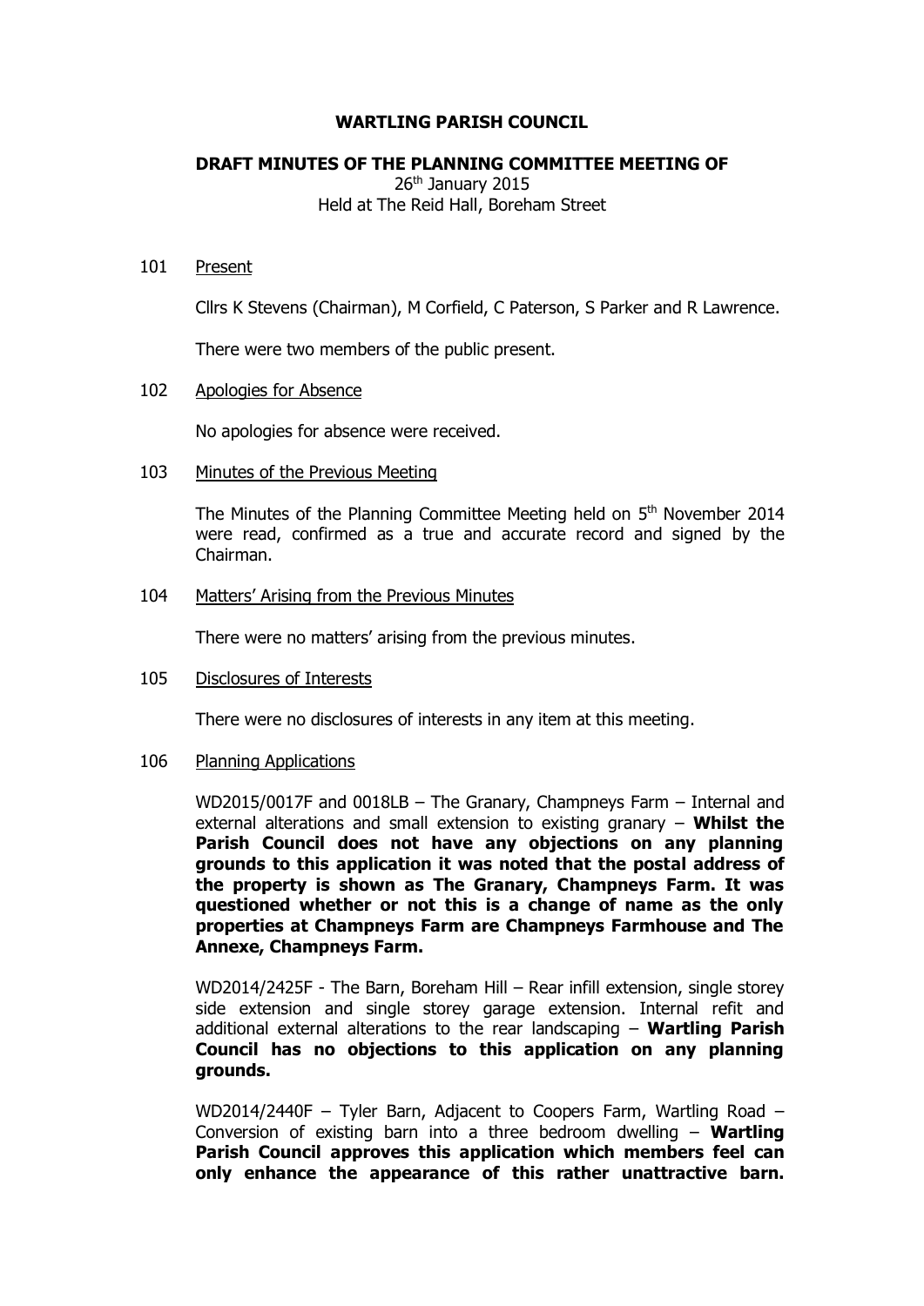# WARTLING PARISH COUNCIL

## DRAFT MINUTES OF THE PLANNING COMMITTEE MEETING OF

26th January 2015
Held at The Reid Hall, Boreham Street

101 Present

Cllrs K Stevens (Chairman), M Corfield, C Paterson, S Parker and R Lawrence.

There were two members of the public present.

102 Apologies for Absence

No apologies for absence were received.

103 Minutes of the Previous Meeting

The Minutes of the Planning Committee Meeting held on 5th November 2014 were read, confirmed as a true and accurate record and signed by the Chairman.

104 Matters' Arising from the Previous Minutes

There were no matters' arising from the previous minutes.

105 Disclosures of Interests

There were no disclosures of interests in any item at this meeting.

106 Planning Applications

WD2015/0017F and 0018LB – The Granary, Champneys Farm – Internal and external alterations and small extension to existing granary – **Whilst the Parish Council does not have any objections on any planning grounds to this application it was noted that the postal address of the property is shown as The Granary, Champneys Farm. It was questioned whether or not this is a change of name as the only properties at Champneys Farm are Champneys Farmhouse and The Annexe, Champneys Farm.**

WD2014/2425F - The Barn, Boreham Hill – Rear infill extension, single storey side extension and single storey garage extension. Internal refit and additional external alterations to the rear landscaping – **Wartling Parish Council has no objections to this application on any planning grounds.**

WD2014/2440F – Tyler Barn, Adjacent to Coopers Farm, Wartling Road – Conversion of existing barn into a three bedroom dwelling – **Wartling Parish Council approves this application which members feel can only enhance the appearance of this rather unattractive barn.**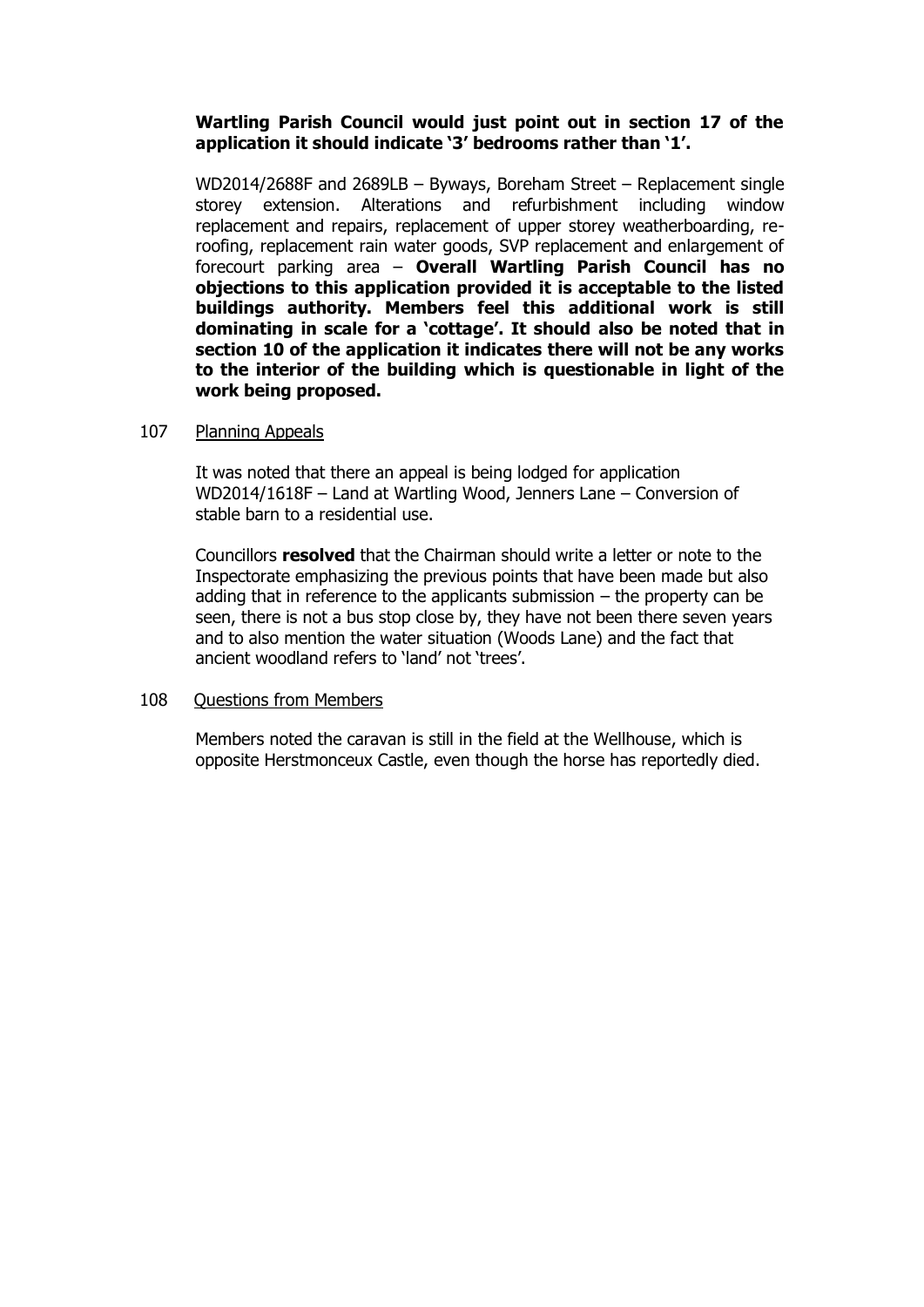**Wartling Parish Council would just point out in section 17 of the application it should indicate '3' bedrooms rather than '1'.**

WD2014/2688F and 2689LB – Byways, Boreham Street – Replacement single storey extension. Alterations and refurbishment including window replacement and repairs, replacement of upper storey weatherboarding, re-roofing, replacement rain water goods, SVP replacement and enlargement of forecourt parking area – **Overall Wartling Parish Council has no objections to this application provided it is acceptable to the listed buildings authority. Members feel this additional work is still dominating in scale for a 'cottage'. It should also be noted that in section 10 of the application it indicates there will not be any works to the interior of the building which is questionable in light of the work being proposed.**

107 Planning Appeals

It was noted that there an appeal is being lodged for application WD2014/1618F – Land at Wartling Wood, Jenners Lane – Conversion of stable barn to a residential use.

Councillors **resolved** that the Chairman should write a letter or note to the Inspectorate emphasizing the previous points that have been made but also adding that in reference to the applicants submission – the property can be seen, there is not a bus stop close by, they have not been there seven years and to also mention the water situation (Woods Lane) and the fact that ancient woodland refers to 'land' not 'trees'.

108 Questions from Members

Members noted the caravan is still in the field at the Wellhouse, which is opposite Herstmonceux Castle, even though the horse has reportedly died.